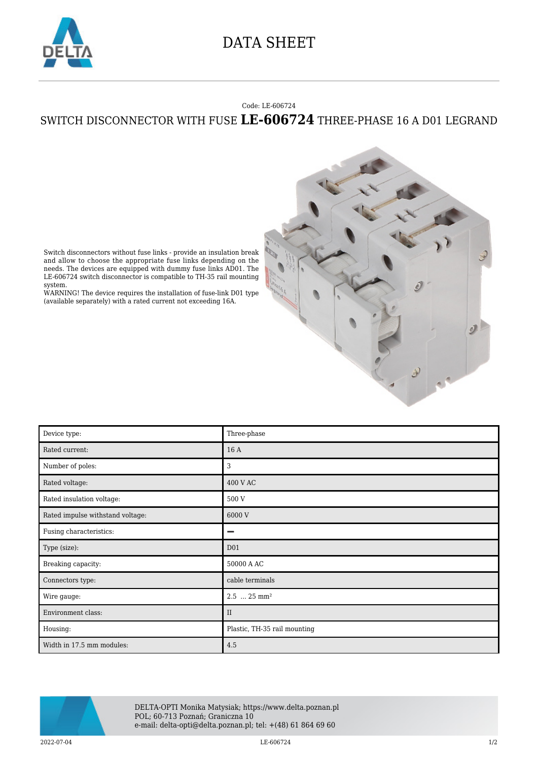# DATA SHEET

Code: LE-606724

## SWITCH DISCONNECTOR WITH FUSE **LE-606724** THREE-PHASE 16 A D01 LEGRAND

Switch disconnectors without fuse links - provide an insulation break and allow to choose the appropriate fuse links depending on the needs. The devices are equipped with dummy fuse links AD01. The LE-606724 switch disconnector is compatible to TH-35 rail mounting system.
WARNING! The device requires the installation of fuse-link D01 type (available separately) with a rated current not exceeding 16A.

| Device type: | Three-phase |
|---|---|
| Rated current: | 16 A |
| Number of poles: | 3 |
| Rated voltage: | 400 V AC |
| Rated insulation voltage: | 500 V |
| Rated impulse withstand voltage: | 6000 V |
| Fusing characteristics: | – |
| Type (size): | D01 |
| Breaking capacity: | 50000 A AC |
| Connectors type: | cable terminals |
| Wire gauge: | 2.5 ... 25 mm² |
| Environment class: | II |
| Housing: | Plastic, TH-35 rail mounting |
| Width in 17.5 mm modules: | 4.5 |

DELTA-OPTI Monika Matysiak; https://www.delta.poznan.pl
POL; 60-713 Poznań; Graniczna 10
e-mail: delta-opti@delta.poznan.pl; tel: +(48) 61 864 69 60

2022-07-04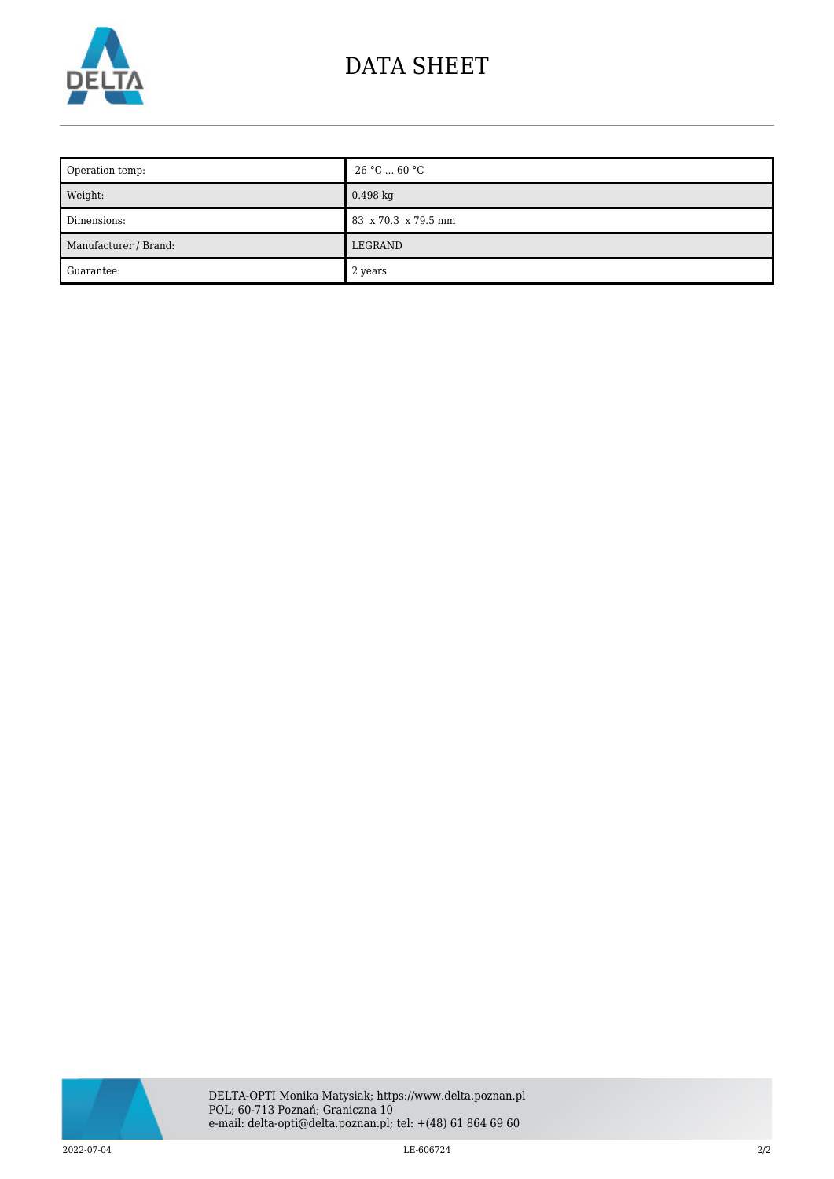# DATA SHEET

| | |
|---|---|
| Operation temp: | -26 °C ... 60 °C |
| Weight: | 0.498 kg |
| Dimensions: | 83 x 70.3 x 79.5 mm |
| Manufacturer / Brand: | LEGRAND |
| Guarantee: | 2 years |

DELTA-OPTI Monika Matysiak; https://www.delta.poznan.pl
POL; 60-713 Poznań; Graniczna 10
e-mail: delta-opti@delta.poznan.pl; tel: +(48) 61 864 69 60

2022-07-04 LE-606724